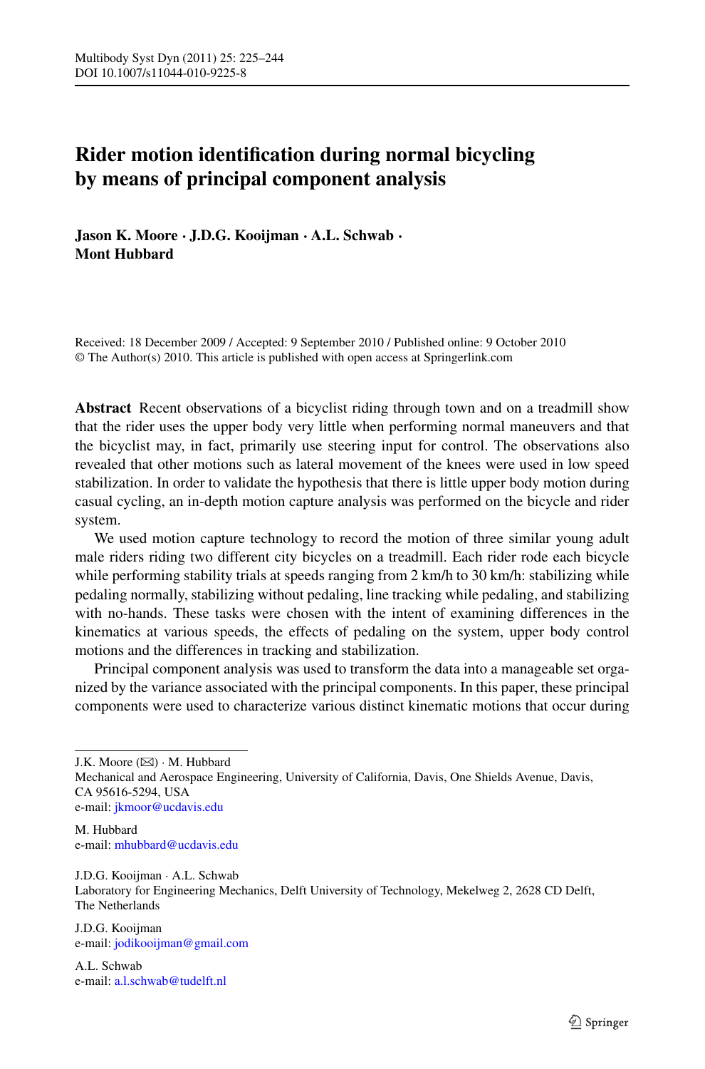# Rider motion identification during normal bicycling by means of principal component analysis

**Jason K. Moore · J.D.G. Kooijman · A.L. Schwab · Mont Hubbard**

Received: 18 December 2009 / Accepted: 9 September 2010 / Published online: 9 October 2010
© The Author(s) 2010. This article is published with open access at Springerlink.com

**Abstract** Recent observations of a bicyclist riding through town and on a treadmill show that the rider uses the upper body very little when performing normal maneuvers and that the bicyclist may, in fact, primarily use steering input for control. The observations also revealed that other motions such as lateral movement of the knees were used in low speed stabilization. In order to validate the hypothesis that there is little upper body motion during casual cycling, an in-depth motion capture analysis was performed on the bicycle and rider system.

We used motion capture technology to record the motion of three similar young adult male riders riding two different city bicycles on a treadmill. Each rider rode each bicycle while performing stability trials at speeds ranging from 2 km/h to 30 km/h: stabilizing while pedaling normally, stabilizing without pedaling, line tracking while pedaling, and stabilizing with no-hands. These tasks were chosen with the intent of examining differences in the kinematics at various speeds, the effects of pedaling on the system, upper body control motions and the differences in tracking and stabilization.

Principal component analysis was used to transform the data into a manageable set organized by the variance associated with the principal components. In this paper, these principal components were used to characterize various distinct kinematic motions that occur during

---

J.K. Moore (✉) · M. Hubbard
Mechanical and Aerospace Engineering, University of California, Davis, One Shields Avenue, Davis, CA 95616-5294, USA
e-mail: jkmoor@ucdavis.edu

M. Hubbard
e-mail: mhubbard@ucdavis.edu

J.D.G. Kooijman · A.L. Schwab
Laboratory for Engineering Mechanics, Delft University of Technology, Mekelweg 2, 2628 CD Delft, The Netherlands

J.D.G. Kooijman
e-mail: jodikooijman@gmail.com

A.L. Schwab
e-mail: a.l.schwab@tudelft.nl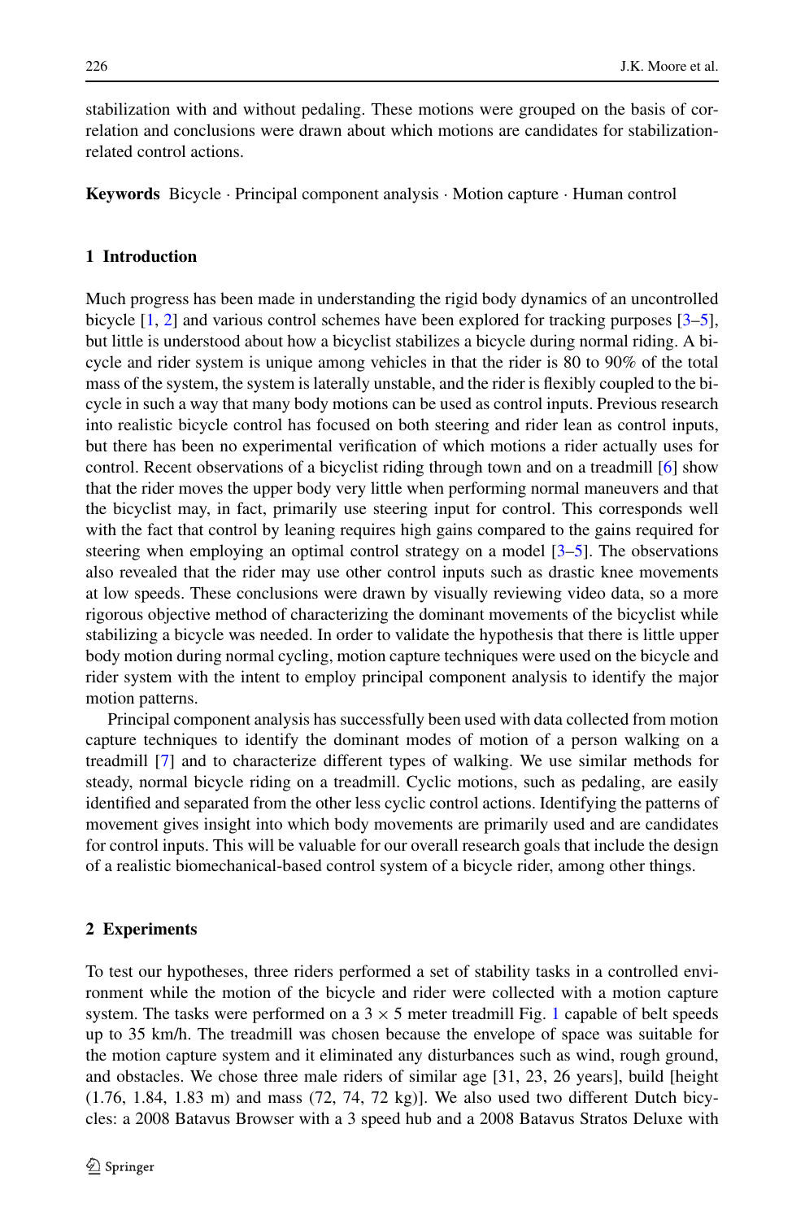stabilization with and without pedaling. These motions were grouped on the basis of correlation and conclusions were drawn about which motions are candidates for stabilization-related control actions.

**Keywords** Bicycle · Principal component analysis · Motion capture · Human control

## 1 Introduction

Much progress has been made in understanding the rigid body dynamics of an uncontrolled bicycle [1, 2] and various control schemes have been explored for tracking purposes [3–5], but little is understood about how a bicyclist stabilizes a bicycle during normal riding. A bicycle and rider system is unique among vehicles in that the rider is 80 to 90% of the total mass of the system, the system is laterally unstable, and the rider is flexibly coupled to the bicycle in such a way that many body motions can be used as control inputs. Previous research into realistic bicycle control has focused on both steering and rider lean as control inputs, but there has been no experimental verification of which motions a rider actually uses for control. Recent observations of a bicyclist riding through town and on a treadmill [6] show that the rider moves the upper body very little when performing normal maneuvers and that the bicyclist may, in fact, primarily use steering input for control. This corresponds well with the fact that control by leaning requires high gains compared to the gains required for steering when employing an optimal control strategy on a model [3–5]. The observations also revealed that the rider may use other control inputs such as drastic knee movements at low speeds. These conclusions were drawn by visually reviewing video data, so a more rigorous objective method of characterizing the dominant movements of the bicyclist while stabilizing a bicycle was needed. In order to validate the hypothesis that there is little upper body motion during normal cycling, motion capture techniques were used on the bicycle and rider system with the intent to employ principal component analysis to identify the major motion patterns.

Principal component analysis has successfully been used with data collected from motion capture techniques to identify the dominant modes of motion of a person walking on a treadmill [7] and to characterize different types of walking. We use similar methods for steady, normal bicycle riding on a treadmill. Cyclic motions, such as pedaling, are easily identified and separated from the other less cyclic control actions. Identifying the patterns of movement gives insight into which body movements are primarily used and are candidates for control inputs. This will be valuable for our overall research goals that include the design of a realistic biomechanical-based control system of a bicycle rider, among other things.

## 2 Experiments

To test our hypotheses, three riders performed a set of stability tasks in a controlled environment while the motion of the bicycle and rider were collected with a motion capture system. The tasks were performed on a $3 \times 5$ meter treadmill Fig. 1 capable of belt speeds up to 35 km/h. The treadmill was chosen because the envelope of space was suitable for the motion capture system and it eliminated any disturbances such as wind, rough ground, and obstacles. We chose three male riders of similar age [31, 23, 26 years], build [height (1.76, 1.84, 1.83 m) and mass (72, 74, 72 kg)]. We also used two different Dutch bicycles: a 2008 Batavus Browser with a 3 speed hub and a 2008 Batavus Stratos Deluxe with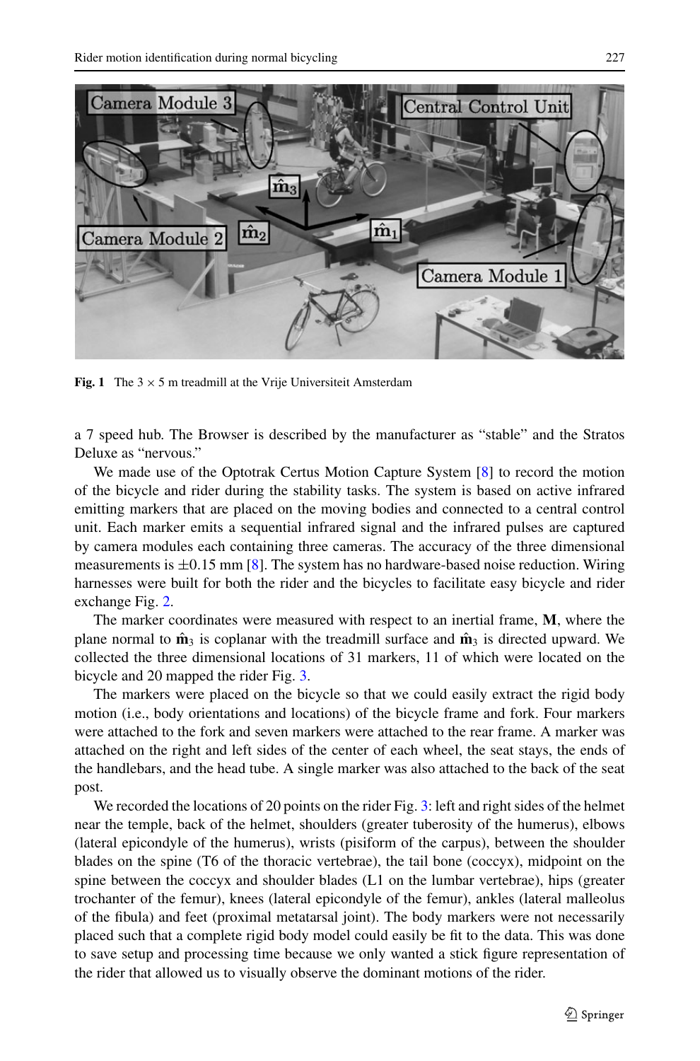Fig. 1 The $3 \times 5$ m treadmill at the Vrije Universiteit Amsterdam

a 7 speed hub. The Browser is described by the manufacturer as "stable" and the Stratos Deluxe as "nervous."

We made use of the Optotrak Certus Motion Capture System [8] to record the motion of the bicycle and rider during the stability tasks. The system is based on active infrared emitting markers that are placed on the moving bodies and connected to a central control unit. Each marker emits a sequential infrared signal and the infrared pulses are captured by camera modules each containing three cameras. The accuracy of the three dimensional measurements is $\pm 0.15$ mm [8]. The system has no hardware-based noise reduction. Wiring harnesses were built for both the rider and the bicycles to facilitate easy bicycle and rider exchange Fig. 2.

The marker coordinates were measured with respect to an inertial frame, **M**, where the plane normal to $\hat{\mathbf{m}}_3$ is coplanar with the treadmill surface and $\hat{\mathbf{m}}_3$ is directed upward. We collected the three dimensional locations of 31 markers, 11 of which were located on the bicycle and 20 mapped the rider Fig. 3.

The markers were placed on the bicycle so that we could easily extract the rigid body motion (i.e., body orientations and locations) of the bicycle frame and fork. Four markers were attached to the fork and seven markers were attached to the rear frame. A marker was attached on the right and left sides of the center of each wheel, the seat stays, the ends of the handlebars, and the head tube. A single marker was also attached to the back of the seat post.

We recorded the locations of 20 points on the rider Fig. 3: left and right sides of the helmet near the temple, back of the helmet, shoulders (greater tuberosity of the humerus), elbows (lateral epicondyle of the humerus), wrists (pisiform of the carpus), between the shoulder blades on the spine (T6 of the thoracic vertebrae), the tail bone (coccyx), midpoint on the spine between the coccyx and shoulder blades (L1 on the lumbar vertebrae), hips (greater trochanter of the femur), knees (lateral epicondyle of the femur), ankles (lateral malleolus of the fibula) and feet (proximal metatarsal joint). The body markers were not necessarily placed such that a complete rigid body model could easily be fit to the data. This was done to save setup and processing time because we only wanted a stick figure representation of the rider that allowed us to visually observe the dominant motions of the rider.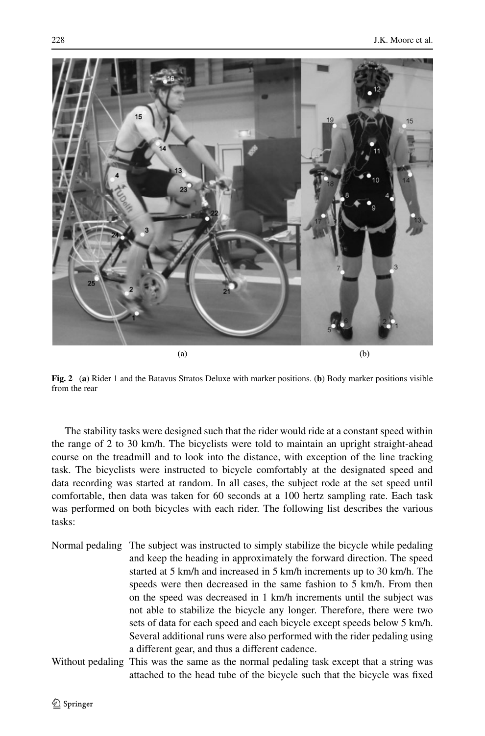**Fig. 2** (**a**) Rider 1 and the Batavus Stratos Deluxe with marker positions. (**b**) Body marker positions visible from the rear

The stability tasks were designed such that the rider would ride at a constant speed within the range of 2 to 30 km/h. The bicyclists were told to maintain an upright straight-ahead course on the treadmill and to look into the distance, with exception of the line tracking task. The bicyclists were instructed to bicycle comfortably at the designated speed and data recording was started at random. In all cases, the subject rode at the set speed until comfortable, then data was taken for 60 seconds at a 100 hertz sampling rate. Each task was performed on both bicycles with each rider. The following list describes the various tasks:

- Normal pedaling: The subject was instructed to simply stabilize the bicycle while pedaling and keep the heading in approximately the forward direction. The speed started at 5 km/h and increased in 5 km/h increments up to 30 km/h. The speeds were then decreased in the same fashion to 5 km/h. From then on the speed was decreased in 1 km/h increments until the subject was not able to stabilize the bicycle any longer. Therefore, there were two sets of data for each speed and each bicycle except speeds below 5 km/h. Several additional runs were also performed with the rider pedaling using a different gear, and thus a different cadence.
- Without pedaling: This was the same as the normal pedaling task except that a string was attached to the head tube of the bicycle such that the bicycle was fixed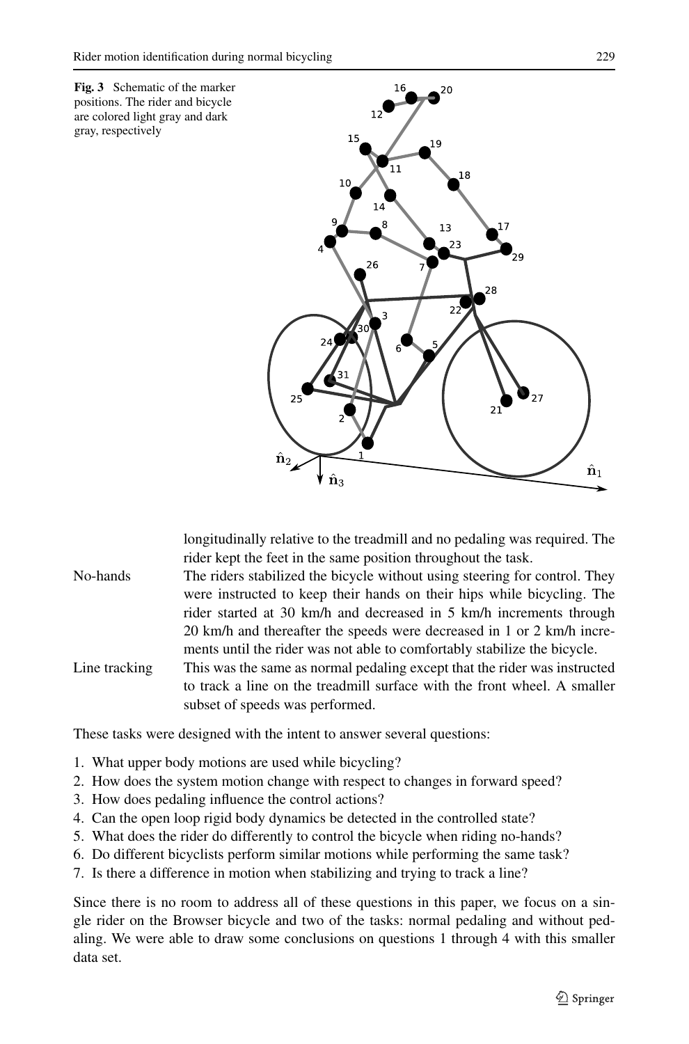**Fig. 3** Schematic of the marker positions. The rider and bicycle are colored light gray and dark gray, respectively

longitudinally relative to the treadmill and no pedaling was required. The rider kept the feet in the same position throughout the task.

No-hands — The riders stabilized the bicycle without using steering for control. They were instructed to keep their hands on their hips while bicycling. The rider started at 30 km/h and decreased in 5 km/h increments through 20 km/h and thereafter the speeds were decreased in 1 or 2 km/h increments until the rider was not able to comfortably stabilize the bicycle.

Line tracking — This was the same as normal pedaling except that the rider was instructed to track a line on the treadmill surface with the front wheel. A smaller subset of speeds was performed.

These tasks were designed with the intent to answer several questions:

1. What upper body motions are used while bicycling?
2. How does the system motion change with respect to changes in forward speed?
3. How does pedaling influence the control actions?
4. Can the open loop rigid body dynamics be detected in the controlled state?
5. What does the rider do differently to control the bicycle when riding no-hands?
6. Do different bicyclists perform similar motions while performing the same task?
7. Is there a difference in motion when stabilizing and trying to track a line?

Since there is no room to address all of these questions in this paper, we focus on a single rider on the Browser bicycle and two of the tasks: normal pedaling and without pedaling. We were able to draw some conclusions on questions 1 through 4 with this smaller data set.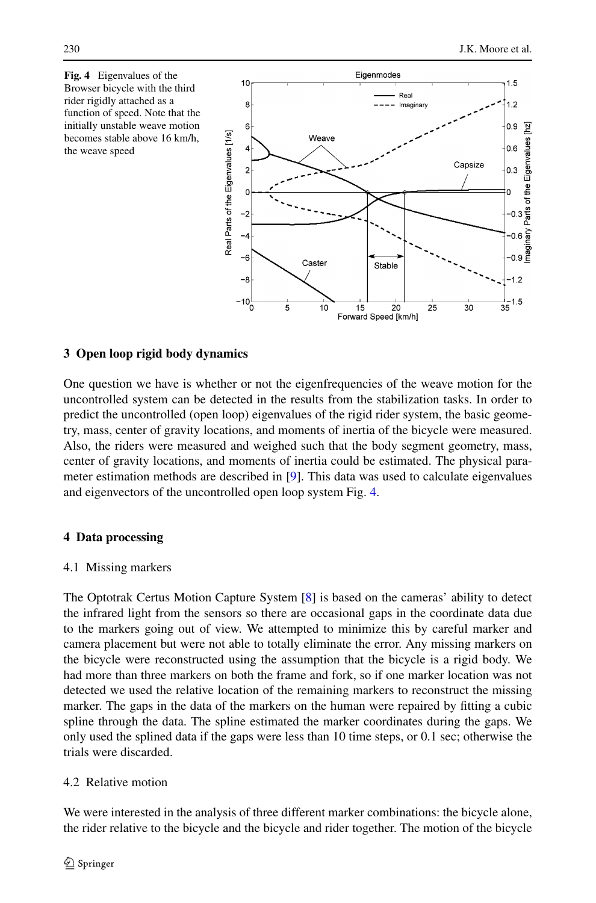**Fig. 4** Eigenvalues of the Browser bicycle with the third rider rigidly attached as a function of speed. Note that the initially unstable weave motion becomes stable above 16 km/h, the weave speed

## 3 Open loop rigid body dynamics

One question we have is whether or not the eigenfrequencies of the weave motion for the uncontrolled system can be detected in the results from the stabilization tasks. In order to predict the uncontrolled (open loop) eigenvalues of the rigid rider system, the basic geometry, mass, center of gravity locations, and moments of inertia of the bicycle were measured. Also, the riders were measured and weighed such that the body segment geometry, mass, center of gravity locations, and moments of inertia could be estimated. The physical parameter estimation methods are described in [9]. This data was used to calculate eigenvalues and eigenvectors of the uncontrolled open loop system Fig. 4.

## 4 Data processing

### 4.1 Missing markers

The Optotrak Certus Motion Capture System [8] is based on the cameras' ability to detect the infrared light from the sensors so there are occasional gaps in the coordinate data due to the markers going out of view. We attempted to minimize this by careful marker and camera placement but were not able to totally eliminate the error. Any missing markers on the bicycle were reconstructed using the assumption that the bicycle is a rigid body. We had more than three markers on both the frame and fork, so if one marker location was not detected we used the relative location of the remaining markers to reconstruct the missing marker. The gaps in the data of the markers on the human were repaired by fitting a cubic spline through the data. The spline estimated the marker coordinates during the gaps. We only used the splined data if the gaps were less than 10 time steps, or 0.1 sec; otherwise the trials were discarded.

### 4.2 Relative motion

We were interested in the analysis of three different marker combinations: the bicycle alone, the rider relative to the bicycle and the bicycle and rider together. The motion of the bicycle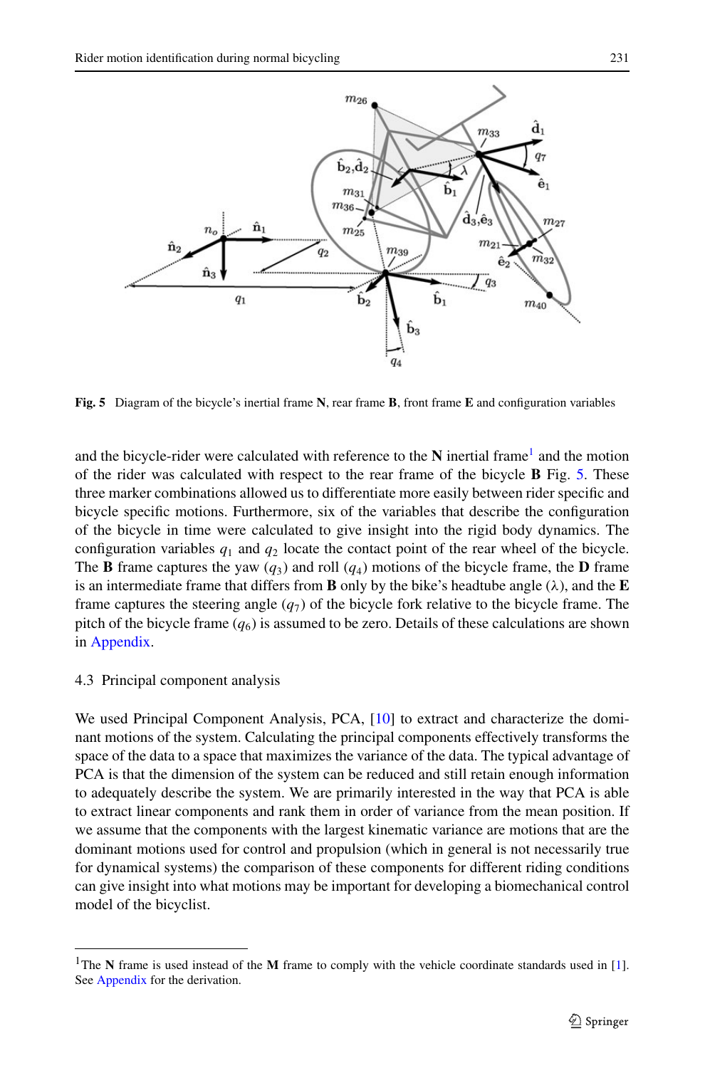**Fig. 5** Diagram of the bicycle's inertial frame **N**, rear frame **B**, front frame **E** and configuration variables

and the bicycle-rider were calculated with reference to the **N** inertial frame[1] and the motion of the rider was calculated with respect to the rear frame of the bicycle **B** Fig. 5. These three marker combinations allowed us to differentiate more easily between rider specific and bicycle specific motions. Furthermore, six of the variables that describe the configuration of the bicycle in time were calculated to give insight into the rigid body dynamics. The configuration variables $q_1$ and $q_2$ locate the contact point of the rear wheel of the bicycle. The **B** frame captures the yaw ($q_3$) and roll ($q_4$) motions of the bicycle frame, the **D** frame is an intermediate frame that differs from **B** only by the bike's headtube angle ($\lambda$), and the **E** frame captures the steering angle ($q_7$) of the bicycle fork relative to the bicycle frame. The pitch of the bicycle frame ($q_6$) is assumed to be zero. Details of these calculations are shown in Appendix.

### 4.3 Principal component analysis

We used Principal Component Analysis, PCA, [10] to extract and characterize the dominant motions of the system. Calculating the principal components effectively transforms the space of the data to a space that maximizes the variance of the data. The typical advantage of PCA is that the dimension of the system can be reduced and still retain enough information to adequately describe the system. We are primarily interested in the way that PCA is able to extract linear components and rank them in order of variance from the mean position. If we assume that the components with the largest kinematic variance are motions that are the dominant motions used for control and propulsion (which in general is not necessarily true for dynamical systems) the comparison of these components for different riding conditions can give insight into what motions may be important for developing a biomechanical control model of the bicyclist.

---

[1] The **N** frame is used instead of the **M** frame to comply with the vehicle coordinate standards used in [1]. See Appendix for the derivation.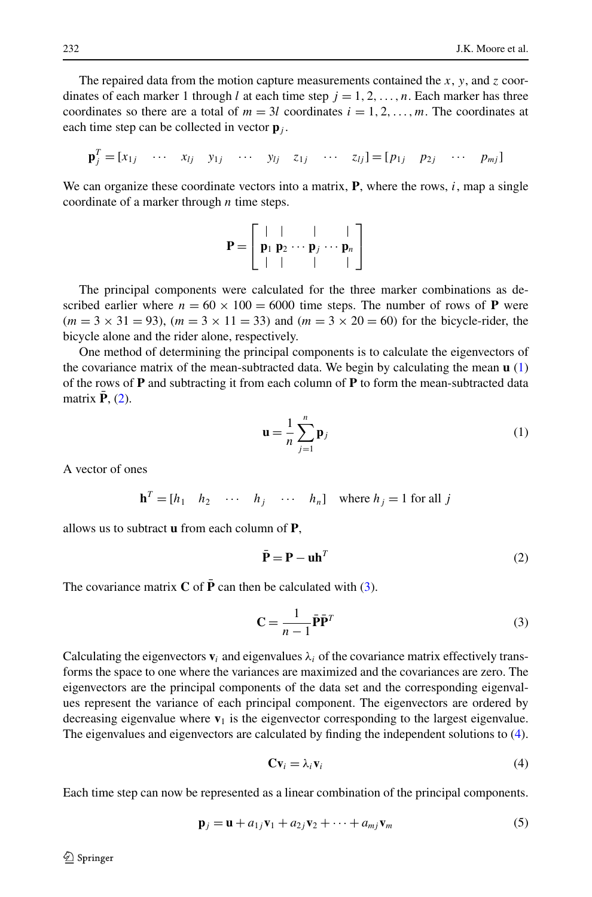The repaired data from the motion capture measurements contained the $x$, $y$, and $z$ coordinates of each marker 1 through $l$ at each time step $j = 1, 2, \dots, n$. Each marker has three coordinates so there are a total of $m = 3l$ coordinates $i = 1, 2, \dots, m$. The coordinates at each time step can be collected in vector $\mathbf{p}_j$.

$$\mathbf{p}_j^T = [x_{1j} \quad \cdots \quad x_{lj} \quad y_{1j} \quad \cdots \quad y_{lj} \quad z_{1j} \quad \cdots \quad z_{lj}] = [p_{1j} \quad p_{2j} \quad \cdots \quad p_{mj}]$$

We can organize these coordinate vectors into a matrix, $\mathbf{P}$, where the rows, $i$, map a single coordinate of a marker through $n$ time steps.

$$\mathbf{P} = \begin{bmatrix} | & | & & | & & | \\ \mathbf{p}_1 & \mathbf{p}_2 & \cdots & \mathbf{p}_j & \cdots & \mathbf{p}_n \\ | & | & & | & & | \end{bmatrix}$$

The principal components were calculated for the three marker combinations as described earlier where $n = 60 \times 100 = 6000$ time steps. The number of rows of $\mathbf{P}$ were $(m = 3 \times 31 = 93)$, $(m = 3 \times 11 = 33)$ and $(m = 3 \times 20 = 60)$ for the bicycle-rider, the bicycle alone and the rider alone, respectively.

One method of determining the principal components is to calculate the eigenvectors of the covariance matrix of the mean-subtracted data. We begin by calculating the mean $\mathbf{u}$ (1) of the rows of $\mathbf{P}$ and subtracting it from each column of $\mathbf{P}$ to form the mean-subtracted data matrix $\bar{\mathbf{P}}$, (2).

$$\mathbf{u} = \frac{1}{n} \sum_{j=1}^{n} \mathbf{p}_j \tag{1}$$

A vector of ones

$$\mathbf{h}^T = [h_1 \quad h_2 \quad \cdots \quad h_j \quad \cdots \quad h_n] \quad \text{where } h_j = 1 \text{ for all } j$$

allows us to subtract $\mathbf{u}$ from each column of $\mathbf{P}$,

$$\bar{\mathbf{P}} = \mathbf{P} - \mathbf{u}\mathbf{h}^T \tag{2}$$

The covariance matrix $\mathbf{C}$ of $\bar{\mathbf{P}}$ can then be calculated with (3).

$$\mathbf{C} = \frac{1}{n-1} \bar{\mathbf{P}} \bar{\mathbf{P}}^T \tag{3}$$

Calculating the eigenvectors $\mathbf{v}_i$ and eigenvalues $\lambda_i$ of the covariance matrix effectively transforms the space to one where the variances are maximized and the covariances are zero. The eigenvectors are the principal components of the data set and the corresponding eigenvalues represent the variance of each principal component. The eigenvectors are ordered by decreasing eigenvalue where $\mathbf{v}_1$ is the eigenvector corresponding to the largest eigenvalue. The eigenvalues and eigenvectors are calculated by finding the independent solutions to (4).

$$\mathbf{C}\mathbf{v}_i = \lambda_i \mathbf{v}_i \tag{4}$$

Each time step can now be represented as a linear combination of the principal components.

$$\mathbf{p}_j = \mathbf{u} + a_{1j}\mathbf{v}_1 + a_{2j}\mathbf{v}_2 + \cdots + a_{mj}\mathbf{v}_m \tag{5}$$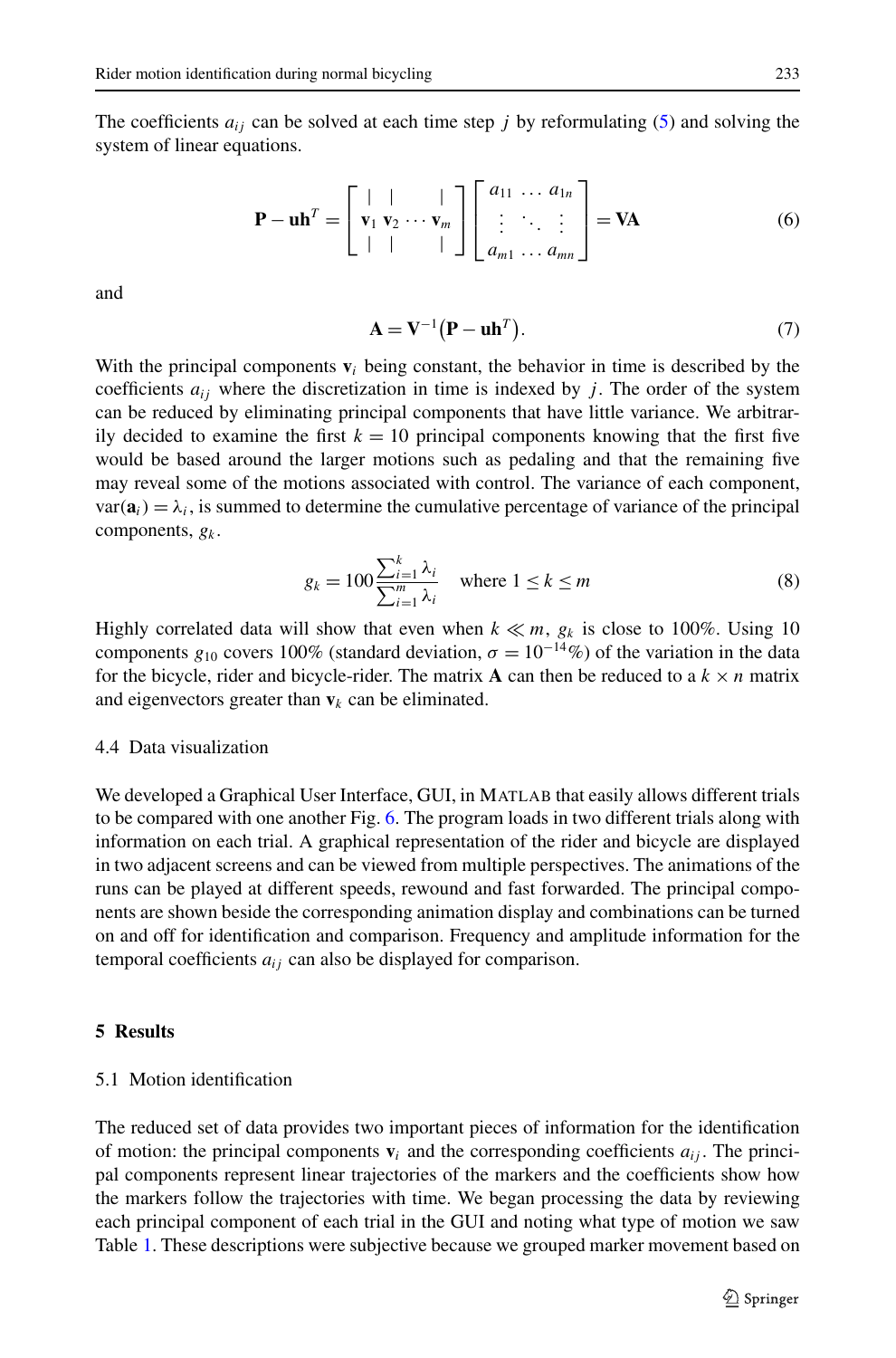The coefficients $a_{ij}$ can be solved at each time step $j$ by reformulating (5) and solving the system of linear equations.

$$\mathbf{P} - \mathbf{u}\mathbf{h}^T = \begin{bmatrix} | & | & & | \\ \mathbf{v}_1 & \mathbf{v}_2 & \cdots & \mathbf{v}_m \\ | & | & & | \end{bmatrix} \begin{bmatrix} a_{11} & \dots & a_{1n} \\ \vdots & \ddots & \vdots \\ a_{m1} & \dots & a_{mn} \end{bmatrix} = \mathbf{V}\mathbf{A} \tag{6}$$

and

$$\mathbf{A} = \mathbf{V}^{-1}(\mathbf{P} - \mathbf{u}\mathbf{h}^T). \tag{7}$$

With the principal components $\mathbf{v}_i$ being constant, the behavior in time is described by the coefficients $a_{ij}$ where the discretization in time is indexed by $j$. The order of the system can be reduced by eliminating principal components that have little variance. We arbitrarily decided to examine the first $k = 10$ principal components knowing that the first five would be based around the larger motions such as pedaling and that the remaining five may reveal some of the motions associated with control. The variance of each component, $\text{var}(\mathbf{a}_i) = \lambda_i$, is summed to determine the cumulative percentage of variance of the principal components, $g_k$.

$$g_k = 100 \frac{\sum_{i=1}^{k} \lambda_i}{\sum_{i=1}^{m} \lambda_i} \quad \text{where } 1 \leq k \leq m \tag{8}$$

Highly correlated data will show that even when $k \ll m$, $g_k$ is close to 100%. Using 10 components $g_{10}$ covers 100% (standard deviation, $\sigma = 10^{-14}\%$) of the variation in the data for the bicycle, rider and bicycle-rider. The matrix $\mathbf{A}$ can then be reduced to a $k \times n$ matrix and eigenvectors greater than $\mathbf{v}_k$ can be eliminated.

### 4.4 Data visualization

We developed a Graphical User Interface, GUI, in MATLAB that easily allows different trials to be compared with one another Fig. 6. The program loads in two different trials along with information on each trial. A graphical representation of the rider and bicycle are displayed in two adjacent screens and can be viewed from multiple perspectives. The animations of the runs can be played at different speeds, rewound and fast forwarded. The principal components are shown beside the corresponding animation display and combinations can be turned on and off for identification and comparison. Frequency and amplitude information for the temporal coefficients $a_{ij}$ can also be displayed for comparison.

## 5 Results

### 5.1 Motion identification

The reduced set of data provides two important pieces of information for the identification of motion: the principal components $\mathbf{v}_i$ and the corresponding coefficients $a_{ij}$. The principal components represent linear trajectories of the markers and the coefficients show how the markers follow the trajectories with time. We began processing the data by reviewing each principal component of each trial in the GUI and noting what type of motion we saw Table 1. These descriptions were subjective because we grouped marker movement based on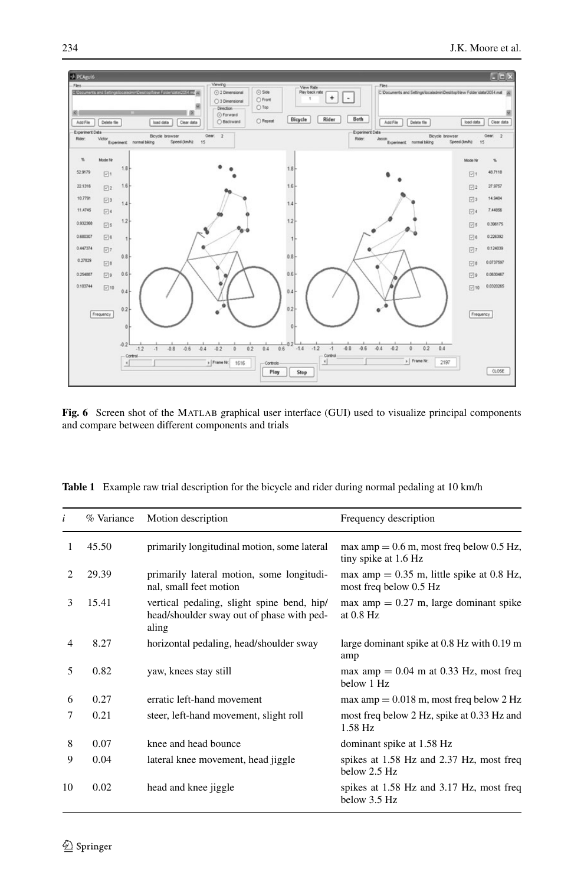**Fig. 6** Screen shot of the MATLAB graphical user interface (GUI) used to visualize principal components and compare between different components and trials

**Table 1** Example raw trial description for the bicycle and rider during normal pedaling at 10 km/h

| $i$ | % Variance | Motion description | Frequency description |
|---|---|---|---|
| 1 | 45.50 | primarily longitudinal motion, some lateral | max amp = 0.6 m, most freq below 0.5 Hz, tiny spike at 1.6 Hz |
| 2 | 29.39 | primarily lateral motion, some longitudinal, small feet motion | max amp = 0.35 m, little spike at 0.8 Hz, most freq below 0.5 Hz |
| 3 | 15.41 | vertical pedaling, slight spine bend, hip/head/shoulder sway out of phase with pedaling | max amp = 0.27 m, large dominant spike at 0.8 Hz |
| 4 | 8.27 | horizontal pedaling, head/shoulder sway | large dominant spike at 0.8 Hz with 0.19 m amp |
| 5 | 0.82 | yaw, knees stay still | max amp = 0.04 m at 0.33 Hz, most freq below 1 Hz |
| 6 | 0.27 | erratic left-hand movement | max amp = 0.018 m, most freq below 2 Hz |
| 7 | 0.21 | steer, left-hand movement, slight roll | most freq below 2 Hz, spike at 0.33 Hz and 1.58 Hz |
| 8 | 0.07 | knee and head bounce | dominant spike at 1.58 Hz |
| 9 | 0.04 | lateral knee movement, head jiggle | spikes at 1.58 Hz and 2.37 Hz, most freq below 2.5 Hz |
| 10 | 0.02 | head and knee jiggle | spikes at 1.58 Hz and 3.17 Hz, most freq below 3.5 Hz |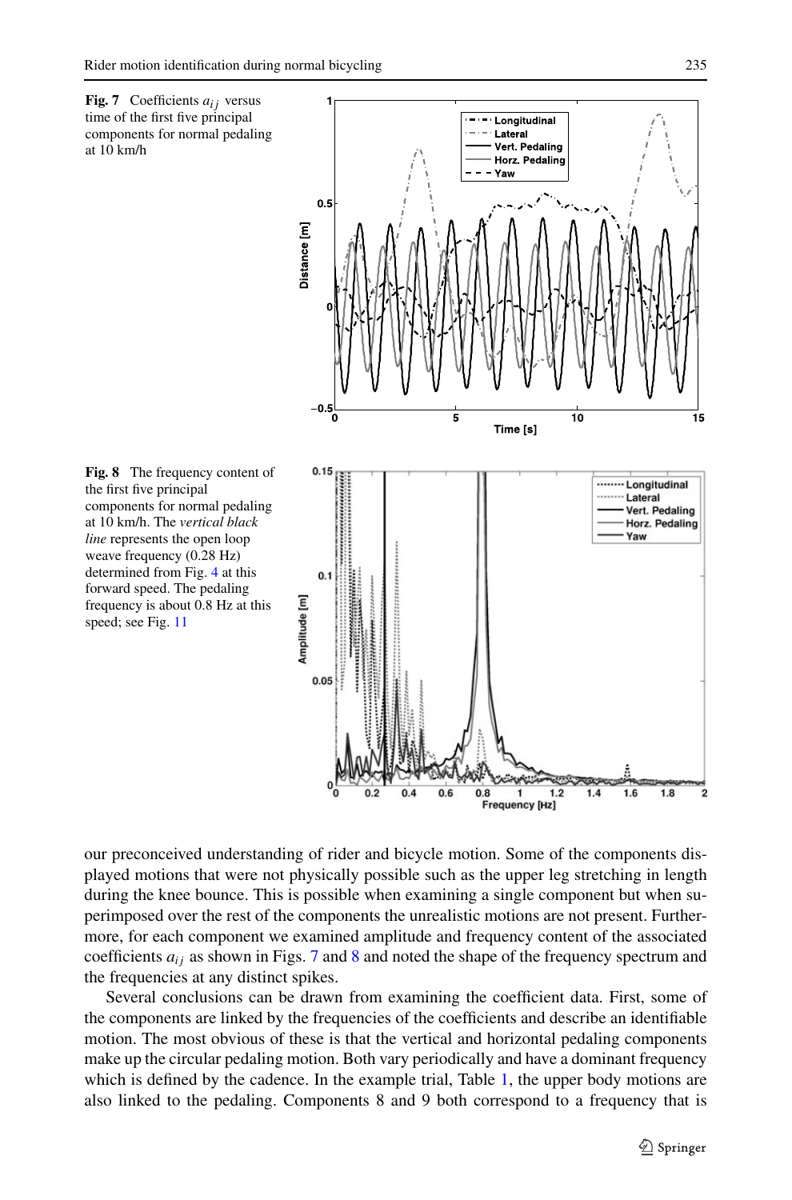**Fig. 7** Coefficients $a_{ij}$ versus time of the first five principal components for normal pedaling at 10 km/h

**Fig. 8** The frequency content of the first five principal components for normal pedaling at 10 km/h. The *vertical black line* represents the open loop weave frequency (0.28 Hz) determined from Fig. 4 at this forward speed. The pedaling frequency is about 0.8 Hz at this speed; see Fig. 11

our preconceived understanding of rider and bicycle motion. Some of the components displayed motions that were not physically possible such as the upper leg stretching in length during the knee bounce. This is possible when examining a single component but when superimposed over the rest of the components the unrealistic motions are not present. Furthermore, for each component we examined amplitude and frequency content of the associated coefficients $a_{ij}$ as shown in Figs. 7 and 8 and noted the shape of the frequency spectrum and the frequencies at any distinct spikes.

Several conclusions can be drawn from examining the coefficient data. First, some of the components are linked by the frequencies of the coefficients and describe an identifiable motion. The most obvious of these is that the vertical and horizontal pedaling components make up the circular pedaling motion. Both vary periodically and have a dominant frequency which is defined by the cadence. In the example trial, Table 1, the upper body motions are also linked to the pedaling. Components 8 and 9 both correspond to a frequency that is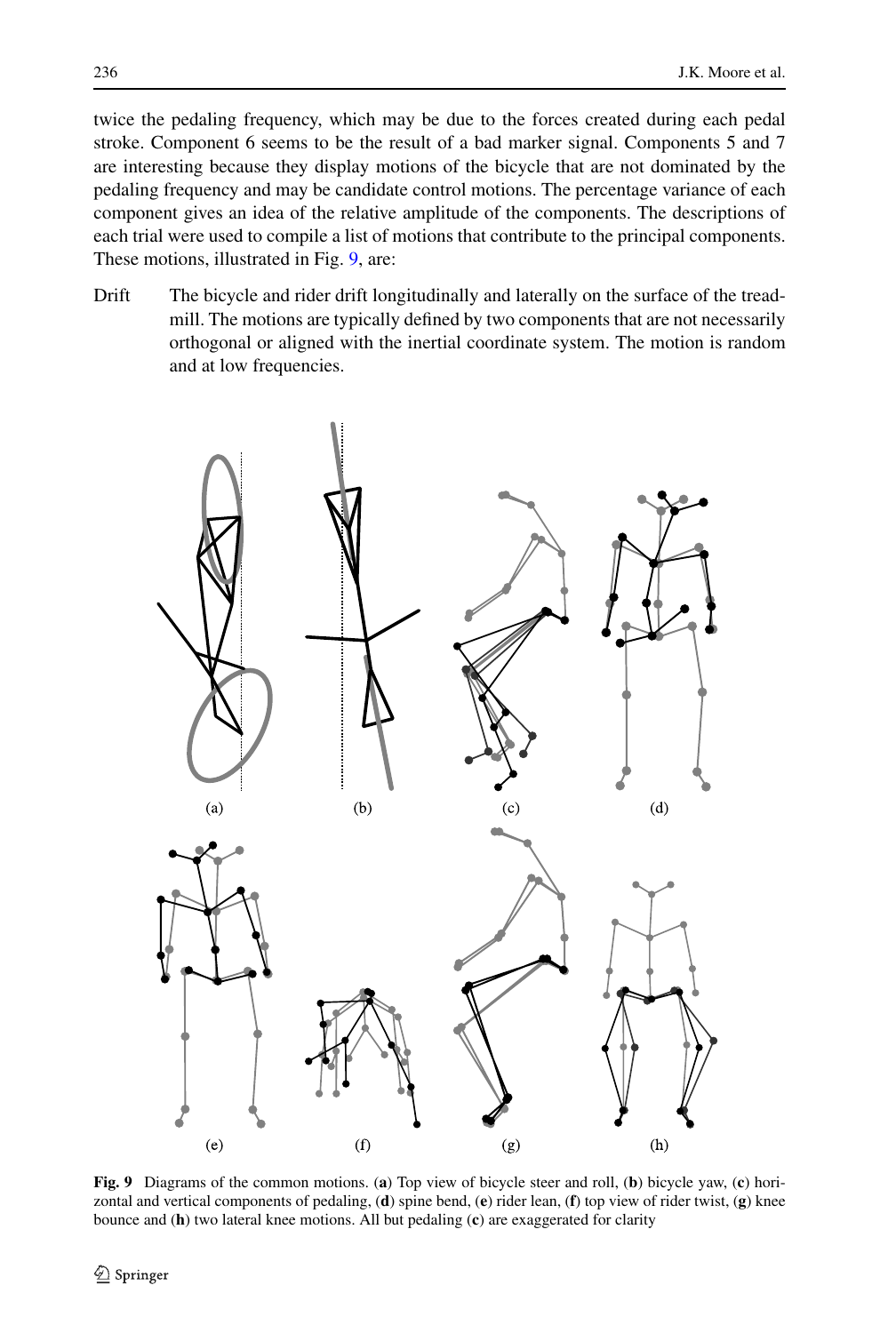twice the pedaling frequency, which may be due to the forces created during each pedal stroke. Component 6 seems to be the result of a bad marker signal. Components 5 and 7 are interesting because they display motions of the bicycle that are not dominated by the pedaling frequency and may be candidate control motions. The percentage variance of each component gives an idea of the relative amplitude of the components. The descriptions of each trial were used to compile a list of motions that contribute to the principal components. These motions, illustrated in Fig. 9, are:

Drift The bicycle and rider drift longitudinally and laterally on the surface of the treadmill. The motions are typically defined by two components that are not necessarily orthogonal or aligned with the inertial coordinate system. The motion is random and at low frequencies.

**Fig. 9** Diagrams of the common motions. (**a**) Top view of bicycle steer and roll, (**b**) bicycle yaw, (**c**) horizontal and vertical components of pedaling, (**d**) spine bend, (**e**) rider lean, (**f**) top view of rider twist, (**g**) knee bounce and (**h**) two lateral knee motions. All but pedaling (**c**) are exaggerated for clarity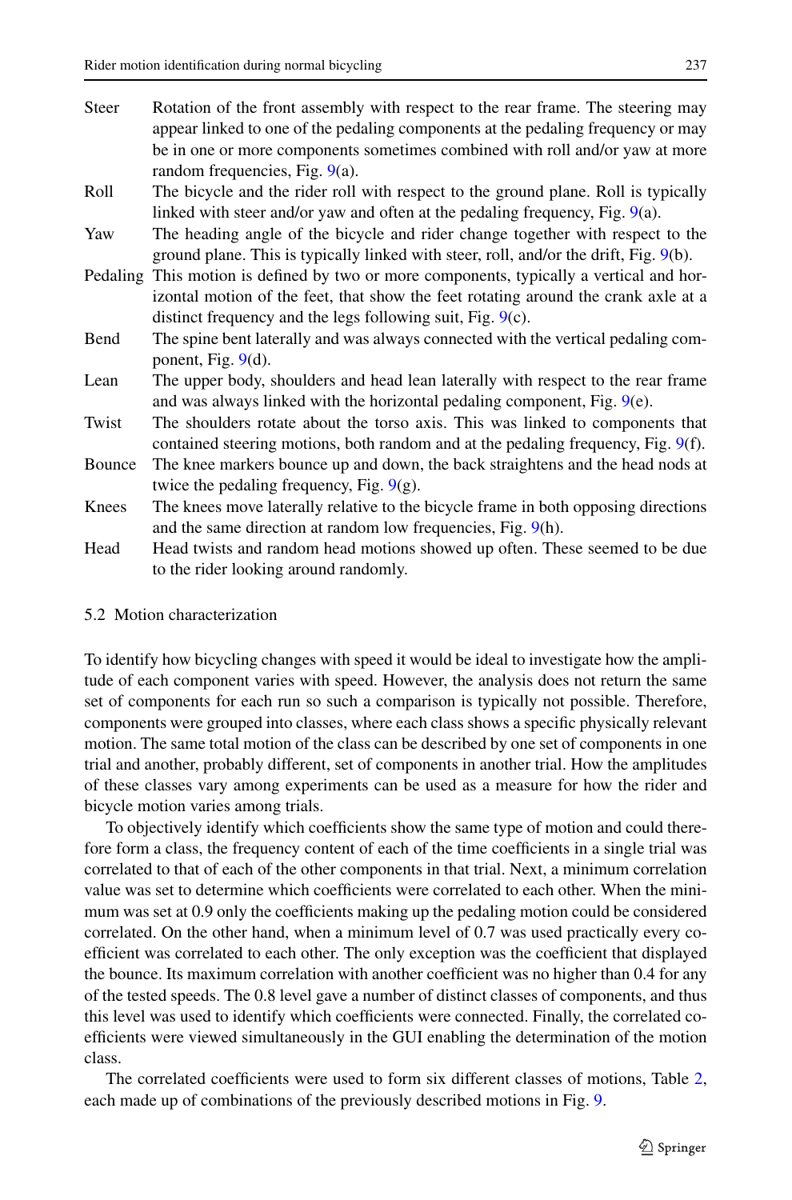**Steer** Rotation of the front assembly with respect to the rear frame. The steering may appear linked to one of the pedaling components at the pedaling frequency or may be in one or more components sometimes combined with roll and/or yaw at more random frequencies, Fig. 9(a).

**Roll** The bicycle and the rider roll with respect to the ground plane. Roll is typically linked with steer and/or yaw and often at the pedaling frequency, Fig. 9(a).

**Yaw** The heading angle of the bicycle and rider change together with respect to the ground plane. This is typically linked with steer, roll, and/or the drift, Fig. 9(b).

**Pedaling** This motion is defined by two or more components, typically a vertical and horizontal motion of the feet, that show the feet rotating around the crank axle at a distinct frequency and the legs following suit, Fig. 9(c).

**Bend** The spine bent laterally and was always connected with the vertical pedaling component, Fig. 9(d).

**Lean** The upper body, shoulders and head lean laterally with respect to the rear frame and was always linked with the horizontal pedaling component, Fig. 9(e).

**Twist** The shoulders rotate about the torso axis. This was linked to components that contained steering motions, both random and at the pedaling frequency, Fig. 9(f).

**Bounce** The knee markers bounce up and down, the back straightens and the head nods at twice the pedaling frequency, Fig. 9(g).

**Knees** The knees move laterally relative to the bicycle frame in both opposing directions and the same direction at random low frequencies, Fig. 9(h).

**Head** Head twists and random head motions showed up often. These seemed to be due to the rider looking around randomly.

### 5.2 Motion characterization

To identify how bicycling changes with speed it would be ideal to investigate how the amplitude of each component varies with speed. However, the analysis does not return the same set of components for each run so such a comparison is typically not possible. Therefore, components were grouped into classes, where each class shows a specific physically relevant motion. The same total motion of the class can be described by one set of components in one trial and another, probably different, set of components in another trial. How the amplitudes of these classes vary among experiments can be used as a measure for how the rider and bicycle motion varies among trials.

To objectively identify which coefficients show the same type of motion and could therefore form a class, the frequency content of each of the time coefficients in a single trial was correlated to that of each of the other components in that trial. Next, a minimum correlation value was set to determine which coefficients were correlated to each other. When the minimum was set at 0.9 only the coefficients making up the pedaling motion could be considered correlated. On the other hand, when a minimum level of 0.7 was used practically every coefficient was correlated to each other. The only exception was the coefficient that displayed the bounce. Its maximum correlation with another coefficient was no higher than 0.4 for any of the tested speeds. The 0.8 level gave a number of distinct classes of components, and thus this level was used to identify which coefficients were connected. Finally, the correlated coefficients were viewed simultaneously in the GUI enabling the determination of the motion class.

The correlated coefficients were used to form six different classes of motions, Table 2, each made up of combinations of the previously described motions in Fig. 9.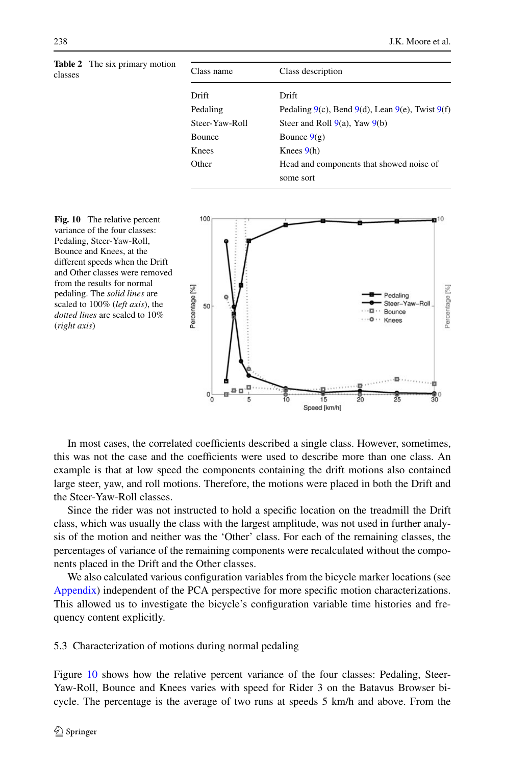**Table 2** The six primary motion classes

| Class name | Class description |
|---|---|
| Drift | Drift |
| Pedaling | Pedaling 9(c), Bend 9(d), Lean 9(e), Twist 9(f) |
| Steer-Yaw-Roll | Steer and Roll 9(a), Yaw 9(b) |
| Bounce | Bounce 9(g) |
| Knees | Knees 9(h) |
| Other | Head and components that showed noise of some sort |

**Fig. 10** The relative percent variance of the four classes: Pedaling, Steer-Yaw-Roll, Bounce and Knees, at the different speeds when the Drift and Other classes were removed from the results for normal pedaling. The *solid lines* are scaled to 100% (*left axis*), the *dotted lines* are scaled to 10% (*right axis*)

In most cases, the correlated coefficients described a single class. However, sometimes, this was not the case and the coefficients were used to describe more than one class. An example is that at low speed the components containing the drift motions also contained large steer, yaw, and roll motions. Therefore, the motions were placed in both the Drift and the Steer-Yaw-Roll classes.

Since the rider was not instructed to hold a specific location on the treadmill the Drift class, which was usually the class with the largest amplitude, was not used in further analysis of the motion and neither was the 'Other' class. For each of the remaining classes, the percentages of variance of the remaining components were recalculated without the components placed in the Drift and the Other classes.

We also calculated various configuration variables from the bicycle marker locations (see Appendix) independent of the PCA perspective for more specific motion characterizations. This allowed us to investigate the bicycle's configuration variable time histories and frequency content explicitly.

### 5.3 Characterization of motions during normal pedaling

Figure 10 shows how the relative percent variance of the four classes: Pedaling, Steer-Yaw-Roll, Bounce and Knees varies with speed for Rider 3 on the Batavus Browser bicycle. The percentage is the average of two runs at speeds 5 km/h and above. From the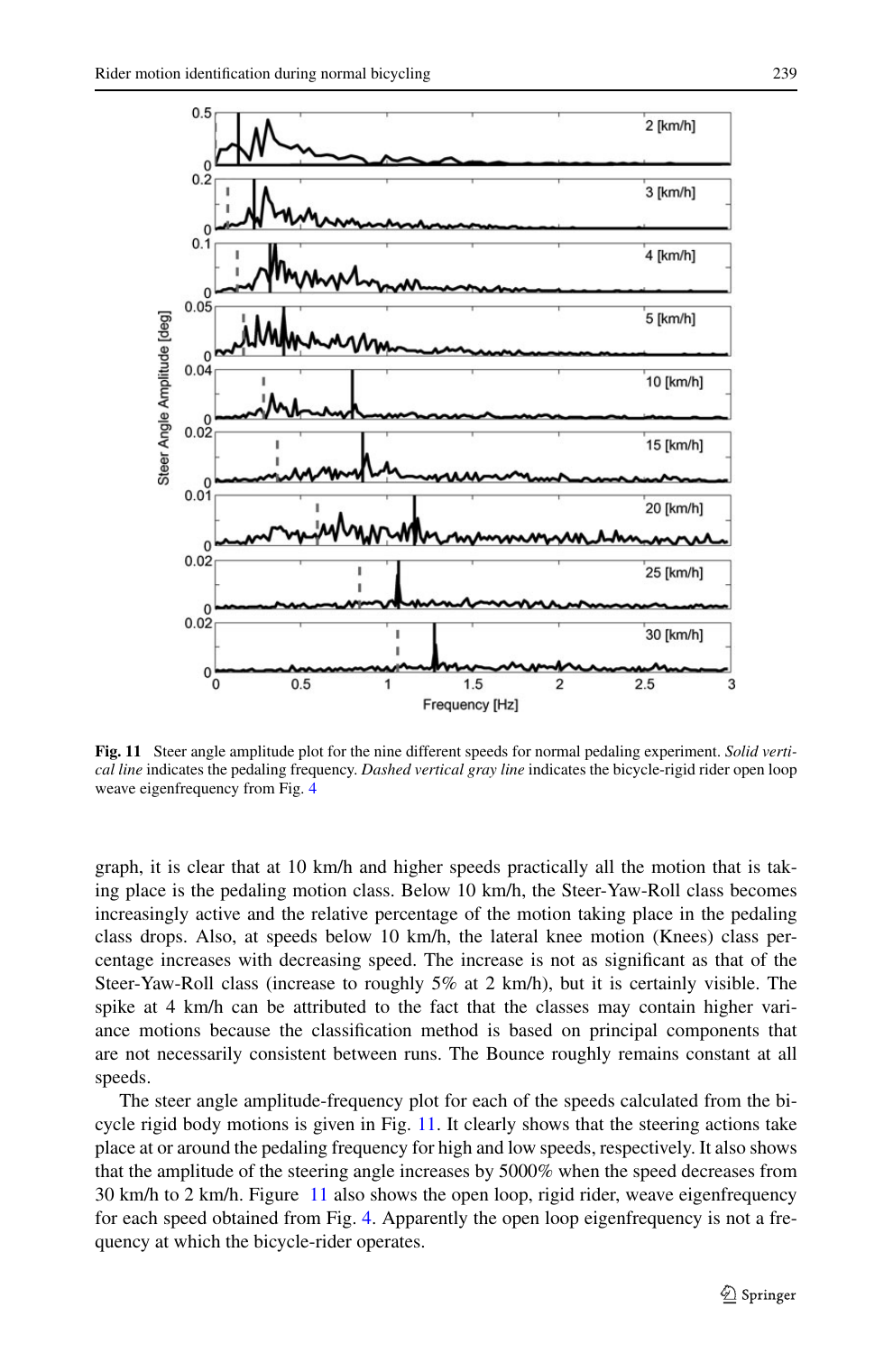**Fig. 11** Steer angle amplitude plot for the nine different speeds for normal pedaling experiment. *Solid vertical line* indicates the pedaling frequency. *Dashed vertical gray line* indicates the bicycle-rigid rider open loop weave eigenfrequency from Fig. 4

graph, it is clear that at 10 km/h and higher speeds practically all the motion that is taking place is the pedaling motion class. Below 10 km/h, the Steer-Yaw-Roll class becomes increasingly active and the relative percentage of the motion taking place in the pedaling class drops. Also, at speeds below 10 km/h, the lateral knee motion (Knees) class percentage increases with decreasing speed. The increase is not as significant as that of the Steer-Yaw-Roll class (increase to roughly 5% at 2 km/h), but it is certainly visible. The spike at 4 km/h can be attributed to the fact that the classes may contain higher variance motions because the classification method is based on principal components that are not necessarily consistent between runs. The Bounce roughly remains constant at all speeds.

The steer angle amplitude-frequency plot for each of the speeds calculated from the bicycle rigid body motions is given in Fig. 11. It clearly shows that the steering actions take place at or around the pedaling frequency for high and low speeds, respectively. It also shows that the amplitude of the steering angle increases by 5000% when the speed decreases from 30 km/h to 2 km/h. Figure 11 also shows the open loop, rigid rider, weave eigenfrequency for each speed obtained from Fig. 4. Apparently the open loop eigenfrequency is not a frequency at which the bicycle-rider operates.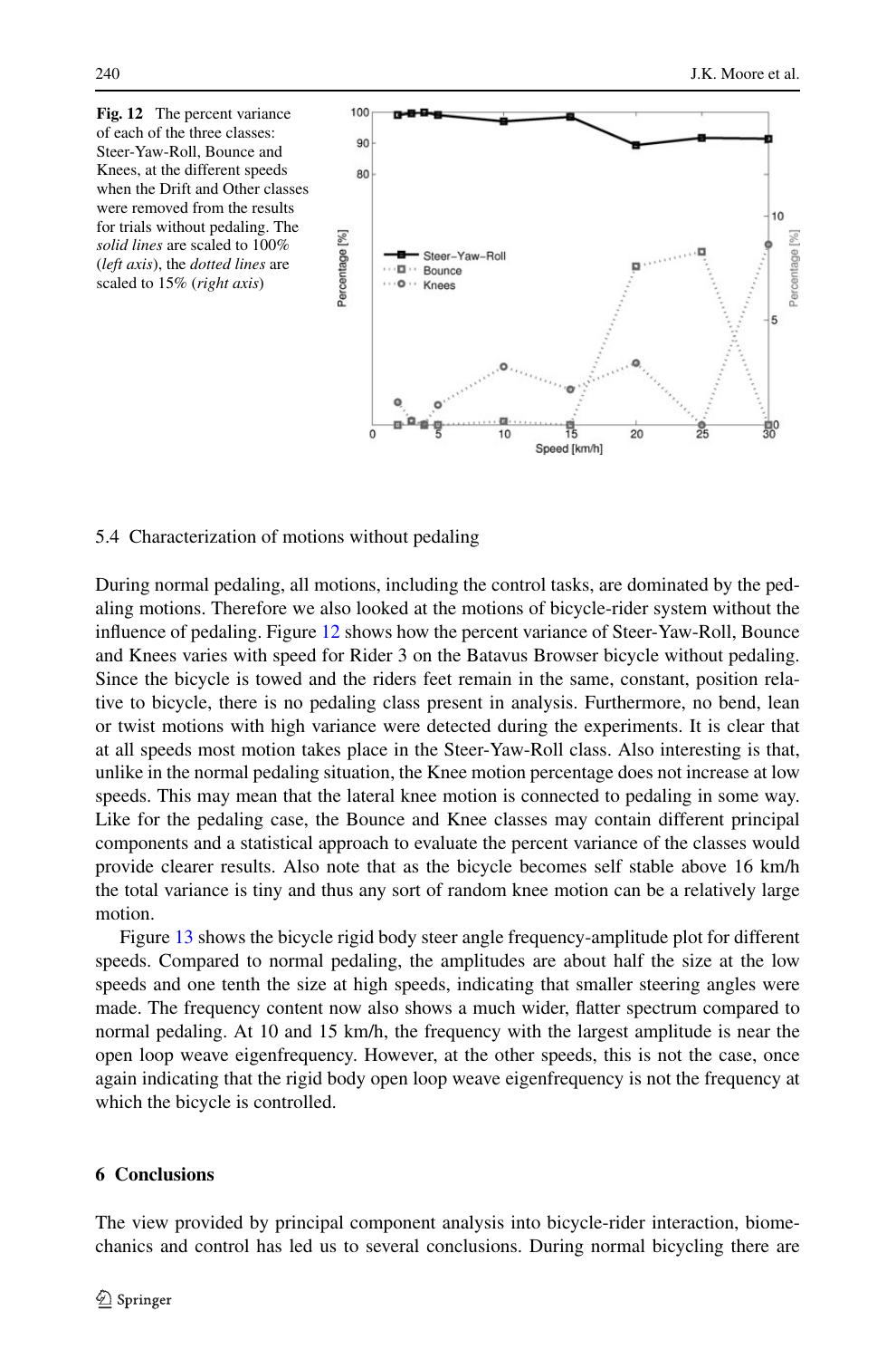**Fig. 12** The percent variance of each of the three classes: Steer-Yaw-Roll, Bounce and Knees, at the different speeds when the Drift and Other classes were removed from the results for trials without pedaling. The *solid lines* are scaled to 100% (*left axis*), the *dotted lines* are scaled to 15% (*right axis*)

### 5.4 Characterization of motions without pedaling

During normal pedaling, all motions, including the control tasks, are dominated by the pedaling motions. Therefore we also looked at the motions of bicycle-rider system without the influence of pedaling. Figure 12 shows how the percent variance of Steer-Yaw-Roll, Bounce and Knees varies with speed for Rider 3 on the Batavus Browser bicycle without pedaling. Since the bicycle is towed and the riders feet remain in the same, constant, position relative to bicycle, there is no pedaling class present in analysis. Furthermore, no bend, lean or twist motions with high variance were detected during the experiments. It is clear that at all speeds most motion takes place in the Steer-Yaw-Roll class. Also interesting is that, unlike in the normal pedaling situation, the Knee motion percentage does not increase at low speeds. This may mean that the lateral knee motion is connected to pedaling in some way. Like for the pedaling case, the Bounce and Knee classes may contain different principal components and a statistical approach to evaluate the percent variance of the classes would provide clearer results. Also note that as the bicycle becomes self stable above 16 km/h the total variance is tiny and thus any sort of random knee motion can be a relatively large motion.

Figure 13 shows the bicycle rigid body steer angle frequency-amplitude plot for different speeds. Compared to normal pedaling, the amplitudes are about half the size at the low speeds and one tenth the size at high speeds, indicating that smaller steering angles were made. The frequency content now also shows a much wider, flatter spectrum compared to normal pedaling. At 10 and 15 km/h, the frequency with the largest amplitude is near the open loop weave eigenfrequency. However, at the other speeds, this is not the case, once again indicating that the rigid body open loop weave eigenfrequency is not the frequency at which the bicycle is controlled.

## 6 Conclusions

The view provided by principal component analysis into bicycle-rider interaction, biomechanics and control has led us to several conclusions. During normal bicycling there are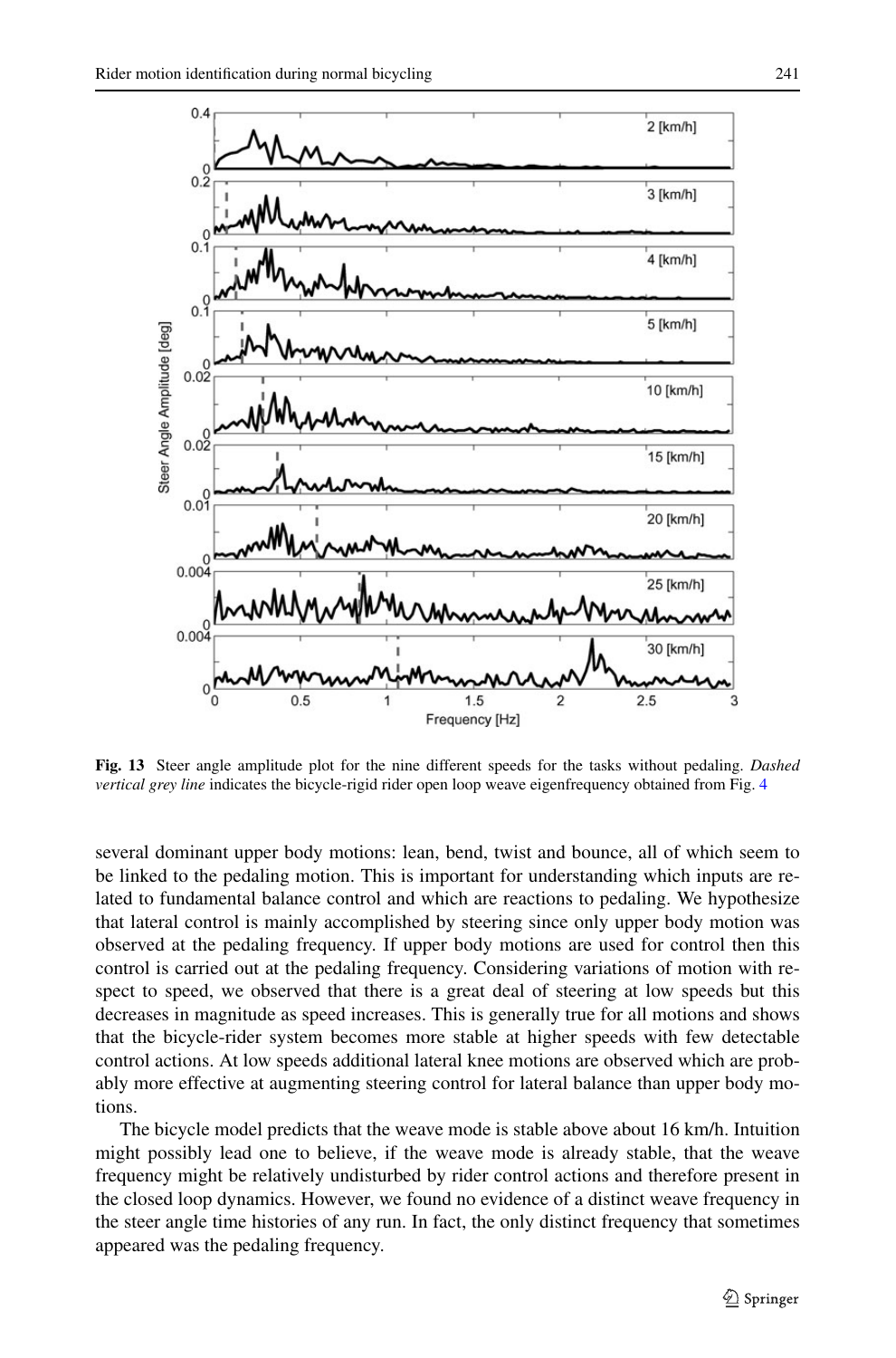**Fig. 13** Steer angle amplitude plot for the nine different speeds for the tasks without pedaling. *Dashed vertical grey line* indicates the bicycle-rigid rider open loop weave eigenfrequency obtained from Fig. 4

several dominant upper body motions: lean, bend, twist and bounce, all of which seem to be linked to the pedaling motion. This is important for understanding which inputs are related to fundamental balance control and which are reactions to pedaling. We hypothesize that lateral control is mainly accomplished by steering since only upper body motion was observed at the pedaling frequency. If upper body motions are used for control then this control is carried out at the pedaling frequency. Considering variations of motion with respect to speed, we observed that there is a great deal of steering at low speeds but this decreases in magnitude as speed increases. This is generally true for all motions and shows that the bicycle-rider system becomes more stable at higher speeds with few detectable control actions. At low speeds additional lateral knee motions are observed which are probably more effective at augmenting steering control for lateral balance than upper body motions.

The bicycle model predicts that the weave mode is stable above about 16 km/h. Intuition might possibly lead one to believe, if the weave mode is already stable, that the weave frequency might be relatively undisturbed by rider control actions and therefore present in the closed loop dynamics. However, we found no evidence of a distinct weave frequency in the steer angle time histories of any run. In fact, the only distinct frequency that sometimes appeared was the pedaling frequency.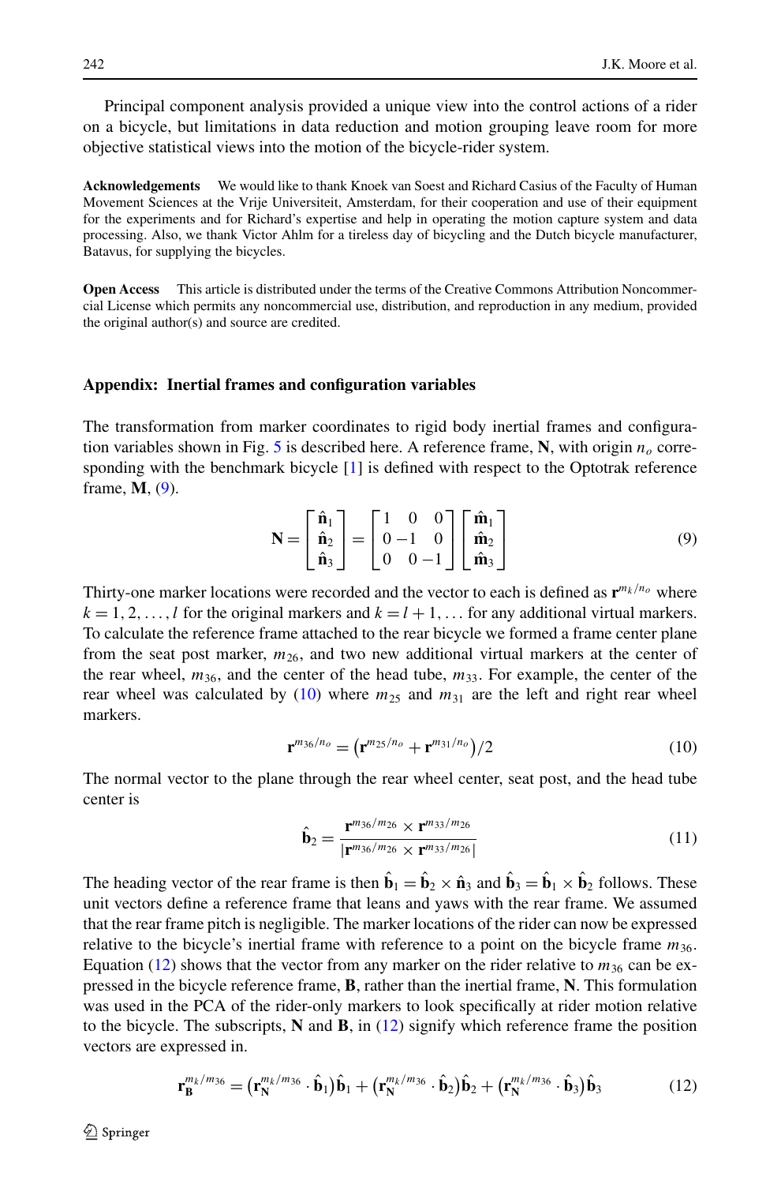Principal component analysis provided a unique view into the control actions of a rider on a bicycle, but limitations in data reduction and motion grouping leave room for more objective statistical views into the motion of the bicycle-rider system.

**Acknowledgements** We would like to thank Knoek van Soest and Richard Casius of the Faculty of Human Movement Sciences at the Vrije Universiteit, Amsterdam, for their cooperation and use of their equipment for the experiments and for Richard's expertise and help in operating the motion capture system and data processing. Also, we thank Victor Ahlm for a tireless day of bicycling and the Dutch bicycle manufacturer, Batavus, for supplying the bicycles.

**Open Access** This article is distributed under the terms of the Creative Commons Attribution Noncommercial License which permits any noncommercial use, distribution, and reproduction in any medium, provided the original author(s) and source are credited.

## Appendix: Inertial frames and configuration variables

The transformation from marker coordinates to rigid body inertial frames and configuration variables shown in Fig. 5 is described here. A reference frame, $\mathbf{N}$, with origin $n_o$ corresponding with the benchmark bicycle [1] is defined with respect to the Optotrak reference frame, $\mathbf{M}$, (9).

$$\mathbf{N} = \begin{bmatrix} \hat{\mathbf{n}}_1 \\ \hat{\mathbf{n}}_2 \\ \hat{\mathbf{n}}_3 \end{bmatrix} = \begin{bmatrix} 1 & 0 & 0 \\ 0 & -1 & 0 \\ 0 & 0 & -1 \end{bmatrix} \begin{bmatrix} \hat{\mathbf{m}}_1 \\ \hat{\mathbf{m}}_2 \\ \hat{\mathbf{m}}_3 \end{bmatrix} \tag{9}$$

Thirty-one marker locations were recorded and the vector to each is defined as $\mathbf{r}^{m_k/n_o}$ where $k = 1, 2, \ldots, l$ for the original markers and $k = l+1, \ldots$ for any additional virtual markers. To calculate the reference frame attached to the rear bicycle we formed a frame center plane from the seat post marker, $m_{26}$, and two new additional virtual markers at the center of the rear wheel, $m_{36}$, and the center of the head tube, $m_{33}$. For example, the center of the rear wheel was calculated by (10) where $m_{25}$ and $m_{31}$ are the left and right rear wheel markers.

$$\mathbf{r}^{m_{36}/n_o} = \left(\mathbf{r}^{m_{25}/n_o} + \mathbf{r}^{m_{31}/n_o}\right)/2 \tag{10}$$

The normal vector to the plane through the rear wheel center, seat post, and the head tube center is

$$\hat{\mathbf{b}}_2 = \frac{\mathbf{r}^{m_{36}/m_{26}} \times \mathbf{r}^{m_{33}/m_{26}}}{|\mathbf{r}^{m_{36}/m_{26}} \times \mathbf{r}^{m_{33}/m_{26}}|} \tag{11}$$

The heading vector of the rear frame is then $\hat{\mathbf{b}}_1 = \hat{\mathbf{b}}_2 \times \hat{\mathbf{n}}_3$ and $\hat{\mathbf{b}}_3 = \hat{\mathbf{b}}_1 \times \hat{\mathbf{b}}_2$ follows. These unit vectors define a reference frame that leans and yaws with the rear frame. We assumed that the rear frame pitch is negligible. The marker locations of the rider can now be expressed relative to the bicycle's inertial frame with reference to a point on the bicycle frame $m_{36}$. Equation (12) shows that the vector from any marker on the rider relative to $m_{36}$ can be expressed in the bicycle reference frame, $\mathbf{B}$, rather than the inertial frame, $\mathbf{N}$. This formulation was used in the PCA of the rider-only markers to look specifically at rider motion relative to the bicycle. The subscripts, $\mathbf{N}$ and $\mathbf{B}$, in (12) signify which reference frame the position vectors are expressed in.

$$\mathbf{r}_{\mathbf{B}}^{m_k/m_{36}} = \left(\mathbf{r}_{\mathbf{N}}^{m_k/m_{36}} \cdot \hat{\mathbf{b}}_1\right)\hat{\mathbf{b}}_1 + \left(\mathbf{r}_{\mathbf{N}}^{m_k/m_{36}} \cdot \hat{\mathbf{b}}_2\right)\hat{\mathbf{b}}_2 + \left(\mathbf{r}_{\mathbf{N}}^{m_k/m_{36}} \cdot \hat{\mathbf{b}}_3\right)\hat{\mathbf{b}}_3 \tag{12}$$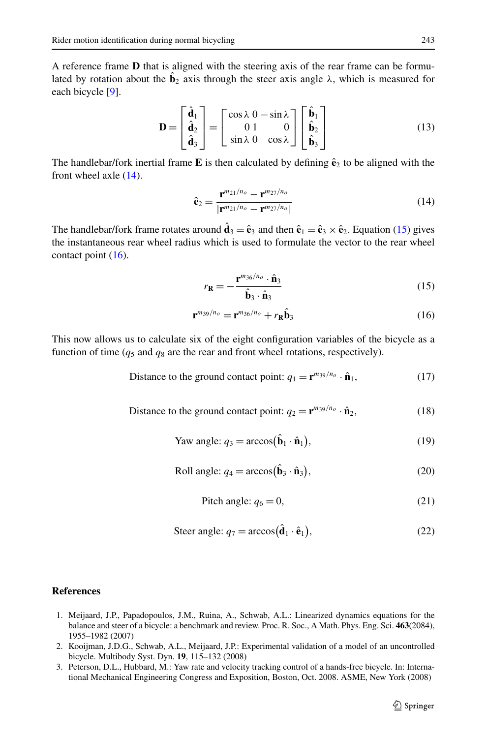A reference frame **D** that is aligned with the steering axis of the rear frame can be formulated by rotation about the $\hat{\mathbf{b}}_2$ axis through the steer axis angle $\lambda$, which is measured for each bicycle [9].

$$\mathbf{D} = \begin{bmatrix} \hat{\mathbf{d}}_1 \\ \hat{\mathbf{d}}_2 \\ \hat{\mathbf{d}}_3 \end{bmatrix} = \begin{bmatrix} \cos\lambda & 0 & -\sin\lambda \\ 0 & 1 & 0 \\ \sin\lambda & 0 & \cos\lambda \end{bmatrix} \begin{bmatrix} \hat{\mathbf{b}}_1 \\ \hat{\mathbf{b}}_2 \\ \hat{\mathbf{b}}_3 \end{bmatrix} \tag{13}$$

The handlebar/fork inertial frame **E** is then calculated by defining $\hat{\mathbf{e}}_2$ to be aligned with the front wheel axle (14).

$$\hat{\mathbf{e}}_2 = \frac{\mathbf{r}^{m_{21}/n_o} - \mathbf{r}^{m_{27}/n_o}}{|\mathbf{r}^{m_{21}/n_o} - \mathbf{r}^{m_{27}/n_o}|} \tag{14}$$

The handlebar/fork frame rotates around $\hat{\mathbf{d}}_3 = \hat{\mathbf{e}}_3$ and then $\hat{\mathbf{e}}_1 = \hat{\mathbf{e}}_3 \times \hat{\mathbf{e}}_2$. Equation (15) gives the instantaneous rear wheel radius which is used to formulate the vector to the rear wheel contact point (16).

$$r_{\mathbf{R}} = -\frac{\mathbf{r}^{m_{36}/n_o} \cdot \hat{\mathbf{n}}_3}{\hat{\mathbf{b}}_3 \cdot \hat{\mathbf{n}}_3} \tag{15}$$

$$\mathbf{r}^{m_{39}/n_o} = \mathbf{r}^{m_{36}/n_o} + r_{\mathbf{R}} \hat{\mathbf{b}}_3 \tag{16}$$

This now allows us to calculate six of the eight configuration variables of the bicycle as a function of time ($q_5$ and $q_8$ are the rear and front wheel rotations, respectively).

$$\text{Distance to the ground contact point: } q_1 = \mathbf{r}^{m_{39}/n_o} \cdot \hat{\mathbf{n}}_1, \tag{17}$$

$$\text{Distance to the ground contact point: } q_2 = \mathbf{r}^{m_{39}/n_o} \cdot \hat{\mathbf{n}}_2, \tag{18}$$

$$\text{Yaw angle: } q_3 = \arccos(\hat{\mathbf{b}}_1 \cdot \hat{\mathbf{n}}_1), \tag{19}$$

$$\text{Roll angle: } q_4 = \arccos(\hat{\mathbf{b}}_3 \cdot \hat{\mathbf{n}}_3), \tag{20}$$

$$\text{Pitch angle: } q_6 = 0, \tag{21}$$

$$\text{Steer angle: } q_7 = \arccos(\hat{\mathbf{d}}_1 \cdot \hat{\mathbf{e}}_1), \tag{22}$$

## References

1. Meijaard, J.P., Papadopoulos, J.M., Ruina, A., Schwab, A.L.: Linearized dynamics equations for the balance and steer of a bicycle: a benchmark and review. Proc. R. Soc., A Math. Phys. Eng. Sci. **463**(2084), 1955–1982 (2007)
2. Kooijman, J.D.G., Schwab, A.L., Meijaard, J.P.: Experimental validation of a model of an uncontrolled bicycle. Multibody Syst. Dyn. **19**, 115–132 (2008)
3. Peterson, D.L., Hubbard, M.: Yaw rate and velocity tracking control of a hands-free bicycle. In: International Mechanical Engineering Congress and Exposition, Boston, Oct. 2008. ASME, New York (2008)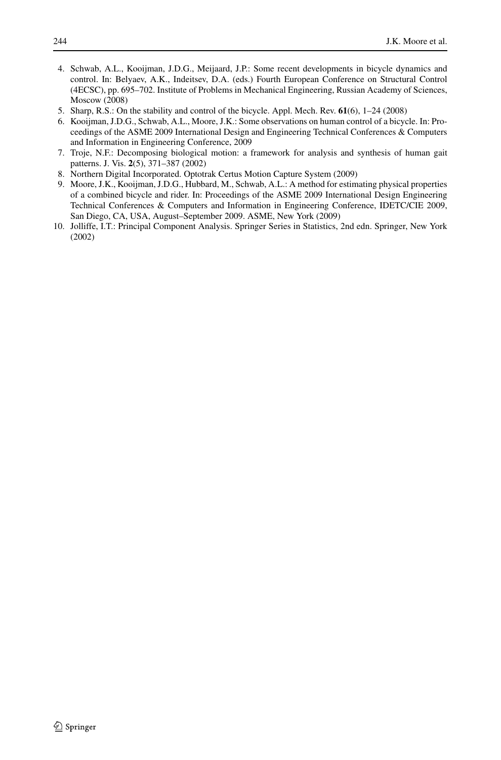4. Schwab, A.L., Kooijman, J.D.G., Meijaard, J.P.: Some recent developments in bicycle dynamics and control. In: Belyaev, A.K., Indeitsev, D.A. (eds.) Fourth European Conference on Structural Control (4ECSC), pp. 695–702. Institute of Problems in Mechanical Engineering, Russian Academy of Sciences, Moscow (2008)
5. Sharp, R.S.: On the stability and control of the bicycle. Appl. Mech. Rev. **61**(6), 1–24 (2008)
6. Kooijman, J.D.G., Schwab, A.L., Moore, J.K.: Some observations on human control of a bicycle. In: Proceedings of the ASME 2009 International Design and Engineering Technical Conferences & Computers and Information in Engineering Conference, 2009
7. Troje, N.F.: Decomposing biological motion: a framework for analysis and synthesis of human gait patterns. J. Vis. **2**(5), 371–387 (2002)
8. Northern Digital Incorporated. Optotrak Certus Motion Capture System (2009)
9. Moore, J.K., Kooijman, J.D.G., Hubbard, M., Schwab, A.L.: A method for estimating physical properties of a combined bicycle and rider. In: Proceedings of the ASME 2009 International Design Engineering Technical Conferences & Computers and Information in Engineering Conference, IDETC/CIE 2009, San Diego, CA, USA, August–September 2009. ASME, New York (2009)
10. Jolliffe, I.T.: Principal Component Analysis. Springer Series in Statistics, 2nd edn. Springer, New York (2002)